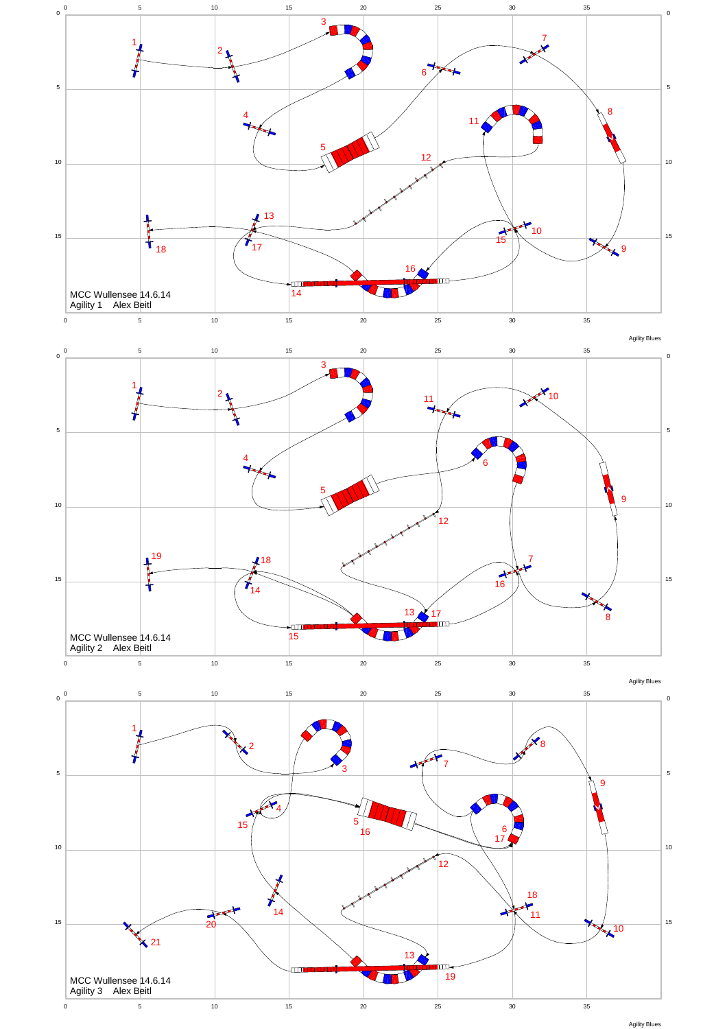MCC Wullensee 14.6.14
Agility 1 Alex Beitl

Agility Blues

MCC Wullensee 14.6.14
Agility 2 Alex Beitl

Agility Blues

MCC Wullensee 14.6.14
Agility 3 Alex Beitl

Agility Blues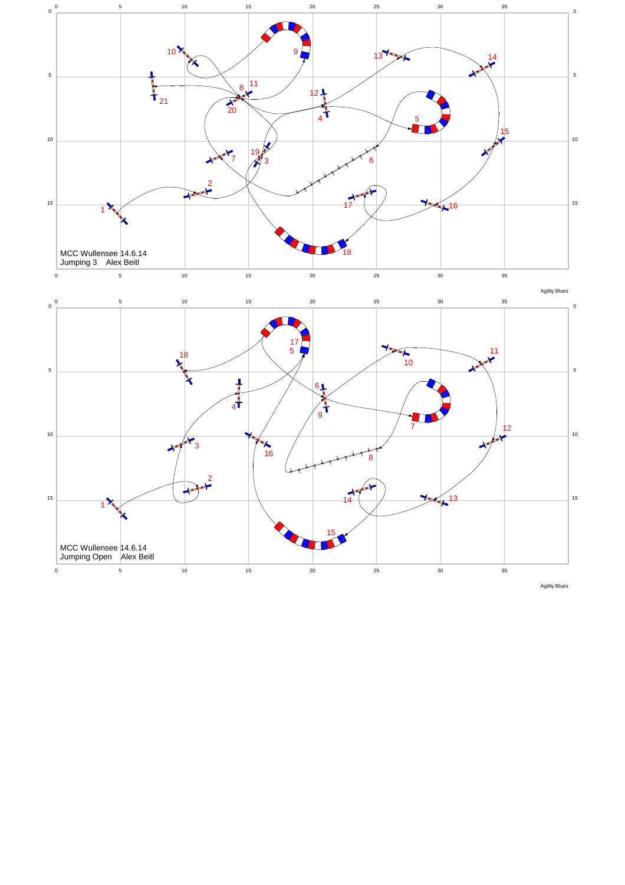MCC Wullensee 14.6.14
Jumping 3 Alex Beitl

Agility Blues

MCC Wullensee 14.6.14
Jumping Open Alex Beitl

Agility Blues